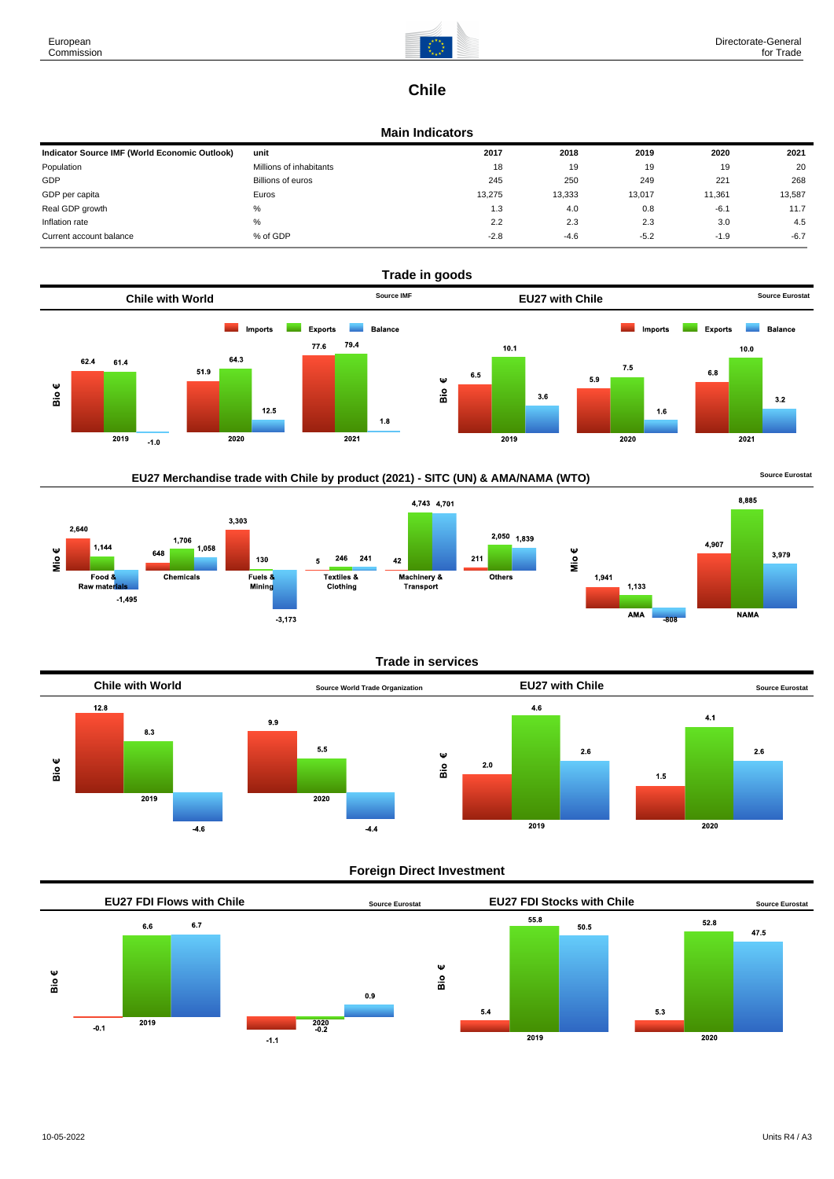# Chile

## Main Indicators

| Indicator Source IMF (World Economic Outlook) | unit | 2017 | 2018 | 2019 | 2020 | 2021 |
|---|---|---|---|---|---|---|
| Population | Millions of inhabitants | 18 | 19 | 19 | 19 | 20 |
| GDP | Billions of euros | 245 | 250 | 249 | 221 | 268 |
| GDP per capita | Euros | 13,275 | 13,333 | 13,017 | 11,361 | 13,587 |
| Real GDP growth | % | 1.3 | 4.0 | 0.8 | -6.1 | 11.7 |
| Inflation rate | % | 2.2 | 2.3 | 2.3 | 3.0 | 4.5 |
| Current account balance | % of GDP | -2.8 | -4.6 | -5.2 | -1.9 | -6.7 |

## Trade in goods

### Chile with World

Source IMF

Bio €

| | Imports | Exports | Balance |
|---|---|---|---|
| 2019 | 62.4 | 61.4 | -1.0 |
| 2020 | 51.9 | 64.3 | 12.5 |
| 2021 | 77.6 | 79.4 | 1.8 |

### EU27 with Chile

Source Eurostat

Bio €

| | Imports | Exports | Balance |
|---|---|---|---|
| 2019 | 6.5 | 10.1 | 3.6 |
| 2020 | 5.9 | 7.5 | 1.6 |
| 2021 | 6.8 | 10.0 | 3.2 |

### EU27 Merchandise trade with Chile by product (2021) - SITC (UN) & AMA/NAMA (WTO)

Source Eurostat

Mio €

| | Imports | Exports | Balance |
|---|---|---|---|
| Food & Raw materials | 2,640 | 1,144 | -1,495 |
| Chemicals | 648 | 1,706 | 1,058 |
| Fuels & Mining | 3,303 | 130 | -3,173 |
| Textiles & Clothing | 5 | 246 | 241 |
| Machinery & Transport | 42 | 4,743 | 4,701 |
| Others | 211 | 2,050 | 1,839 |

Mio €

| | Imports | Exports | Balance |
|---|---|---|---|
| AMA | 1,941 | 1,133 | -808 |
| NAMA | 4,907 | 8,885 | 3,979 |

## Trade in services

### Chile with World

Source World Trade Organization

Bio €

| | Imports | Exports | Balance |
|---|---|---|---|
| 2019 | 12.8 | 8.3 | -4.6 |
| 2020 | 9.9 | 5.5 | -4.4 |

### EU27 with Chile

Source Eurostat

Bio €

| | Imports | Exports | Balance |
|---|---|---|---|
| 2019 | 2.0 | 4.6 | 2.6 |
| 2020 | 1.5 | 4.1 | 2.6 |

## Foreign Direct Investment

### EU27 FDI Flows with Chile

Source Eurostat

Bio €

| | Inward | Outward | Balance |
|---|---|---|---|
| 2019 | -0.1 | 6.6 | 6.7 |
| 2020 | -1.1 | -0.2 | 0.9 |

### EU27 FDI Stocks with Chile

Source Eurostat

Bio €

| | Inward | Outward | Balance |
|---|---|---|---|
| 2019 | 5.4 | 55.8 | 50.5 |
| 2020 | 5.3 | 52.8 | 47.5 |

10-05-2022

Units R4 / A3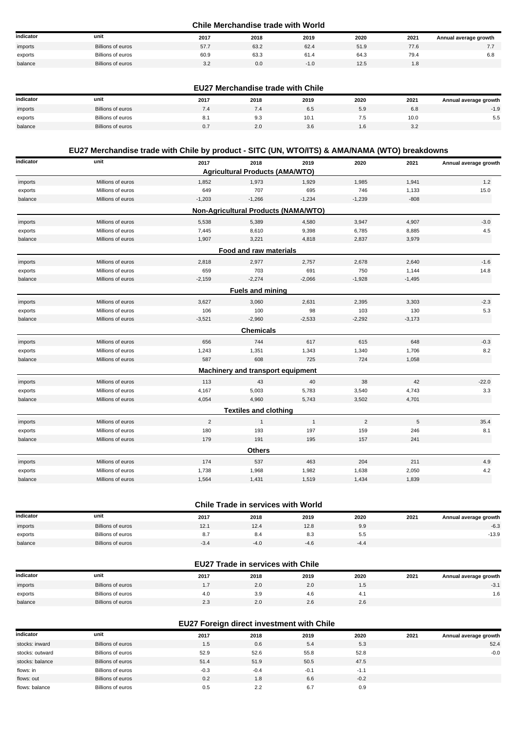### Chile Merchandise trade with World

| indicator | unit | 2017 | 2018 | 2019 | 2020 | 2021 | Annual average growth |
|---|---|---|---|---|---|---|---|
| imports | Billions of euros | 57.7 | 63.2 | 62.4 | 51.9 | 77.6 | 7.7 |
| exports | Billions of euros | 60.9 | 63.3 | 61.4 | 64.3 | 79.4 | 6.8 |
| balance | Billions of euros | 3.2 | 0.0 | -1.0 | 12.5 | 1.8 | |

### EU27 Merchandise trade with Chile

| indicator | unit | 2017 | 2018 | 2019 | 2020 | 2021 | Annual average growth |
|---|---|---|---|---|---|---|---|
| imports | Billions of euros | 7.4 | 7.4 | 6.5 | 5.9 | 6.8 | -1.9 |
| exports | Billions of euros | 8.1 | 9.3 | 10.1 | 7.5 | 10.0 | 5.5 |
| balance | Billions of euros | 0.7 | 2.0 | 3.6 | 1.6 | 3.2 | |

### EU27 Merchandise trade with Chile by product - SITC (UN, WTO/ITS) & AMA/NAMA (WTO) breakdowns

| indicator | unit | 2017 | 2018 | 2019 | 2020 | 2021 | Annual average growth |
|---|---|---|---|---|---|---|---|
| | | | **Agricultural Products (AMA/WTO)** | | | | |
| imports | Millions of euros | 1,852 | 1,973 | 1,929 | 1,985 | 1,941 | 1.2 |
| exports | Millions of euros | 649 | 707 | 695 | 746 | 1,133 | 15.0 |
| balance | Millions of euros | -1,203 | -1,266 | -1,234 | -1,239 | -808 | |
| | | | **Non-Agricultural Products (NAMA/WTO)** | | | | |
| imports | Millions of euros | 5,538 | 5,389 | 4,580 | 3,947 | 4,907 | -3.0 |
| exports | Millions of euros | 7,445 | 8,610 | 9,398 | 6,785 | 8,885 | 4.5 |
| balance | Millions of euros | 1,907 | 3,221 | 4,818 | 2,837 | 3,979 | |
| | | | **Food and raw materials** | | | | |
| imports | Millions of euros | 2,818 | 2,977 | 2,757 | 2,678 | 2,640 | -1.6 |
| exports | Millions of euros | 659 | 703 | 691 | 750 | 1,144 | 14.8 |
| balance | Millions of euros | -2,159 | -2,274 | -2,066 | -1,928 | -1,495 | |
| | | | **Fuels and mining** | | | | |
| imports | Millions of euros | 3,627 | 3,060 | 2,631 | 2,395 | 3,303 | -2.3 |
| exports | Millions of euros | 106 | 100 | 98 | 103 | 130 | 5.3 |
| balance | Millions of euros | -3,521 | -2,960 | -2,533 | -2,292 | -3,173 | |
| | | | **Chemicals** | | | | |
| imports | Millions of euros | 656 | 744 | 617 | 615 | 648 | -0.3 |
| exports | Millions of euros | 1,243 | 1,351 | 1,343 | 1,340 | 1,706 | 8.2 |
| balance | Millions of euros | 587 | 608 | 725 | 724 | 1,058 | |
| | | | **Machinery and transport equipment** | | | | |
| imports | Millions of euros | 113 | 43 | 40 | 38 | 42 | -22.0 |
| exports | Millions of euros | 4,167 | 5,003 | 5,783 | 3,540 | 4,743 | 3.3 |
| balance | Millions of euros | 4,054 | 4,960 | 5,743 | 3,502 | 4,701 | |
| | | | **Textiles and clothing** | | | | |
| imports | Millions of euros | 2 | 1 | 1 | 2 | 5 | 35.4 |
| exports | Millions of euros | 180 | 193 | 197 | 159 | 246 | 8.1 |
| balance | Millions of euros | 179 | 191 | 195 | 157 | 241 | |
| | | | **Others** | | | | |
| imports | Millions of euros | 174 | 537 | 463 | 204 | 211 | 4.9 |
| exports | Millions of euros | 1,738 | 1,968 | 1,982 | 1,638 | 2,050 | 4.2 |
| balance | Millions of euros | 1,564 | 1,431 | 1,519 | 1,434 | 1,839 | |

### Chile Trade in services with World

| indicator | unit | 2017 | 2018 | 2019 | 2020 | 2021 | Annual average growth |
|---|---|---|---|---|---|---|---|
| imports | Billions of euros | 12.1 | 12.4 | 12.8 | 9.9 | | -6.3 |
| exports | Billions of euros | 8.7 | 8.4 | 8.3 | 5.5 | | -13.9 |
| balance | Billions of euros | -3.4 | -4.0 | -4.6 | -4.4 | | |

### EU27 Trade in services with Chile

| indicator | unit | 2017 | 2018 | 2019 | 2020 | 2021 | Annual average growth |
|---|---|---|---|---|---|---|---|
| imports | Billions of euros | 1.7 | 2.0 | 2.0 | 1.5 | | -3.1 |
| exports | Billions of euros | 4.0 | 3.9 | 4.6 | 4.1 | | 1.6 |
| balance | Billions of euros | 2.3 | 2.0 | 2.6 | 2.6 | | |

### EU27 Foreign direct investment with Chile

| indicator | unit | 2017 | 2018 | 2019 | 2020 | 2021 | Annual average growth |
|---|---|---|---|---|---|---|---|
| stocks: inward | Billions of euros | 1.5 | 0.6 | 5.4 | 5.3 | | 52.4 |
| stocks: outward | Billions of euros | 52.9 | 52.6 | 55.8 | 52.8 | | -0.0 |
| stocks: balance | Billions of euros | 51.4 | 51.9 | 50.5 | 47.5 | | |
| flows: in | Billions of euros | -0.3 | -0.4 | -0.1 | -1.1 | | |
| flows: out | Billions of euros | 0.2 | 1.8 | 6.6 | -0.2 | | |
| flows: balance | Billions of euros | 0.5 | 2.2 | 6.7 | 0.9 | | |